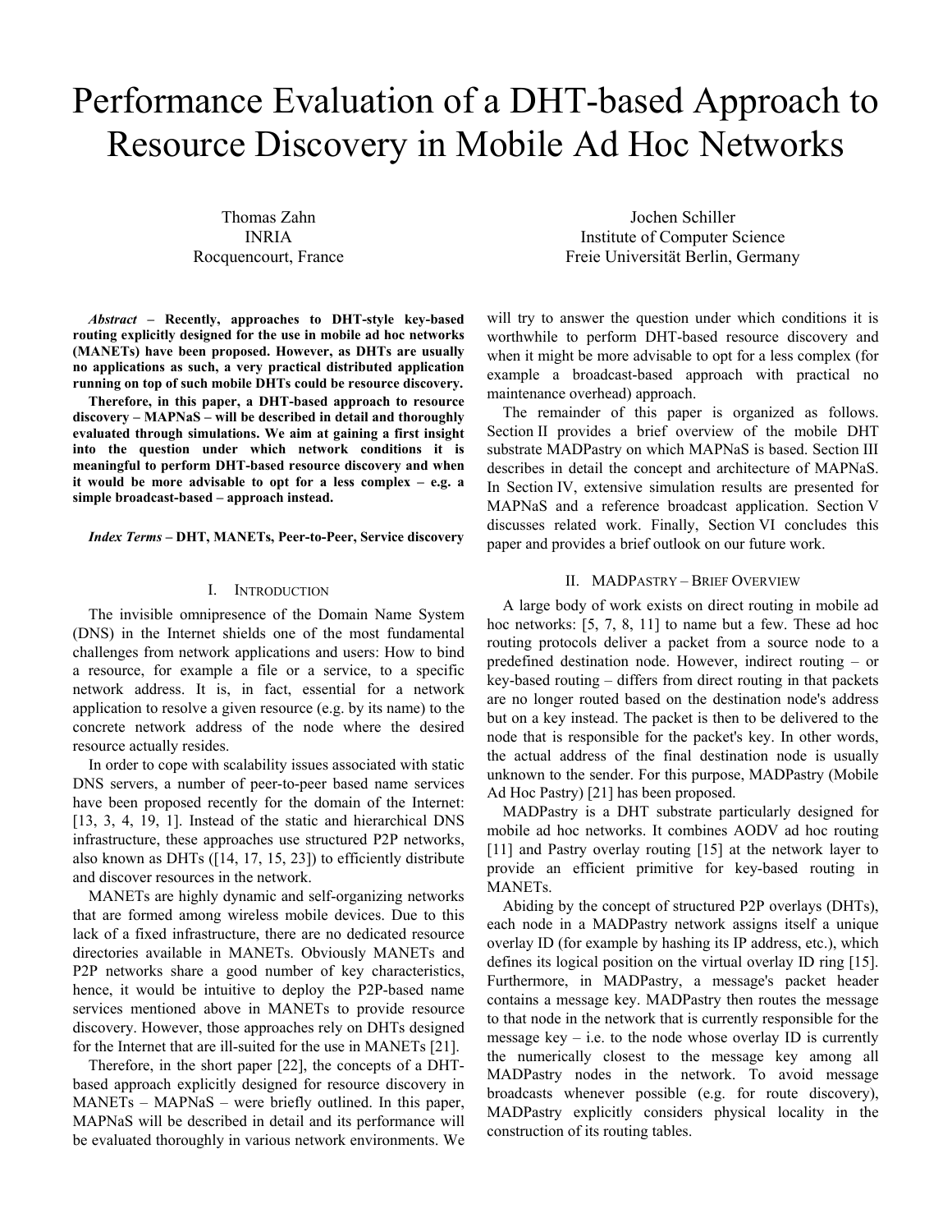# Performance Evaluation of a DHT-based Approach to Resource Discovery in Mobile Ad Hoc Networks

Thomas Zahn
INRIA
Rocquencourt, France

Jochen Schiller
Institute of Computer Science
Freie Universität Berlin, Germany

***Abstract* – Recently, approaches to DHT-style key-based routing explicitly designed for the use in mobile ad hoc networks (MANETs) have been proposed. However, as DHTs are usually no applications as such, a very practical distributed application running on top of such mobile DHTs could be resource discovery.**

**Therefore, in this paper, a DHT-based approach to resource discovery – MAPNaS – will be described in detail and thoroughly evaluated through simulations. We aim at gaining a first insight into the question under which network conditions it is meaningful to perform DHT-based resource discovery and when it would be more advisable to opt for a less complex – e.g. a simple broadcast-based – approach instead.**

***Index Terms* – DHT, MANETs, Peer-to-Peer, Service discovery**

## I. Introduction

The invisible omnipresence of the Domain Name System (DNS) in the Internet shields one of the most fundamental challenges from network applications and users: How to bind a resource, for example a file or a service, to a specific network address. It is, in fact, essential for a network application to resolve a given resource (e.g. by its name) to the concrete network address of the node where the desired resource actually resides.

In order to cope with scalability issues associated with static DNS servers, a number of peer-to-peer based name services have been proposed recently for the domain of the Internet: [13, 3, 4, 19, 1]. Instead of the static and hierarchical DNS infrastructure, these approaches use structured P2P networks, also known as DHTs ([14, 17, 15, 23]) to efficiently distribute and discover resources in the network.

MANETs are highly dynamic and self-organizing networks that are formed among wireless mobile devices. Due to this lack of a fixed infrastructure, there are no dedicated resource directories available in MANETs. Obviously MANETs and P2P networks share a good number of key characteristics, hence, it would be intuitive to deploy the P2P-based name services mentioned above in MANETs to provide resource discovery. However, those approaches rely on DHTs designed for the Internet that are ill-suited for the use in MANETs [21].

Therefore, in the short paper [22], the concepts of a DHT-based approach explicitly designed for resource discovery in MANETs – MAPNaS – were briefly outlined. In this paper, MAPNaS will be described in detail and its performance will be evaluated thoroughly in various network environments. We will try to answer the question under which conditions it is worthwhile to perform DHT-based resource discovery and when it might be more advisable to opt for a less complex (for example a broadcast-based approach with practical no maintenance overhead) approach.

The remainder of this paper is organized as follows. Section II provides a brief overview of the mobile DHT substrate MADPastry on which MAPNaS is based. Section III describes in detail the concept and architecture of MAPNaS. In Section IV, extensive simulation results are presented for MAPNaS and a reference broadcast application. Section V discusses related work. Finally, Section VI concludes this paper and provides a brief outlook on our future work.

## II. MADPastry – Brief Overview

A large body of work exists on direct routing in mobile ad hoc networks: [5, 7, 8, 11] to name but a few. These ad hoc routing protocols deliver a packet from a source node to a predefined destination node. However, indirect routing – or key-based routing – differs from direct routing in that packets are no longer routed based on the destination node's address but on a key instead. The packet is then to be delivered to the node that is responsible for the packet's key. In other words, the actual address of the final destination node is usually unknown to the sender. For this purpose, MADPastry (Mobile Ad Hoc Pastry) [21] has been proposed.

MADPastry is a DHT substrate particularly designed for mobile ad hoc networks. It combines AODV ad hoc routing [11] and Pastry overlay routing [15] at the network layer to provide an efficient primitive for key-based routing in MANETs.

Abiding by the concept of structured P2P overlays (DHTs), each node in a MADPastry network assigns itself a unique overlay ID (for example by hashing its IP address, etc.), which defines its logical position on the virtual overlay ID ring [15]. Furthermore, in MADPastry, a message's packet header contains a message key. MADPastry then routes the message to that node in the network that is currently responsible for the message key – i.e. to the node whose overlay ID is currently the numerically closest to the message key among all MADPastry nodes in the network. To avoid message broadcasts whenever possible (e.g. for route discovery), MADPastry explicitly considers physical locality in the construction of its routing tables.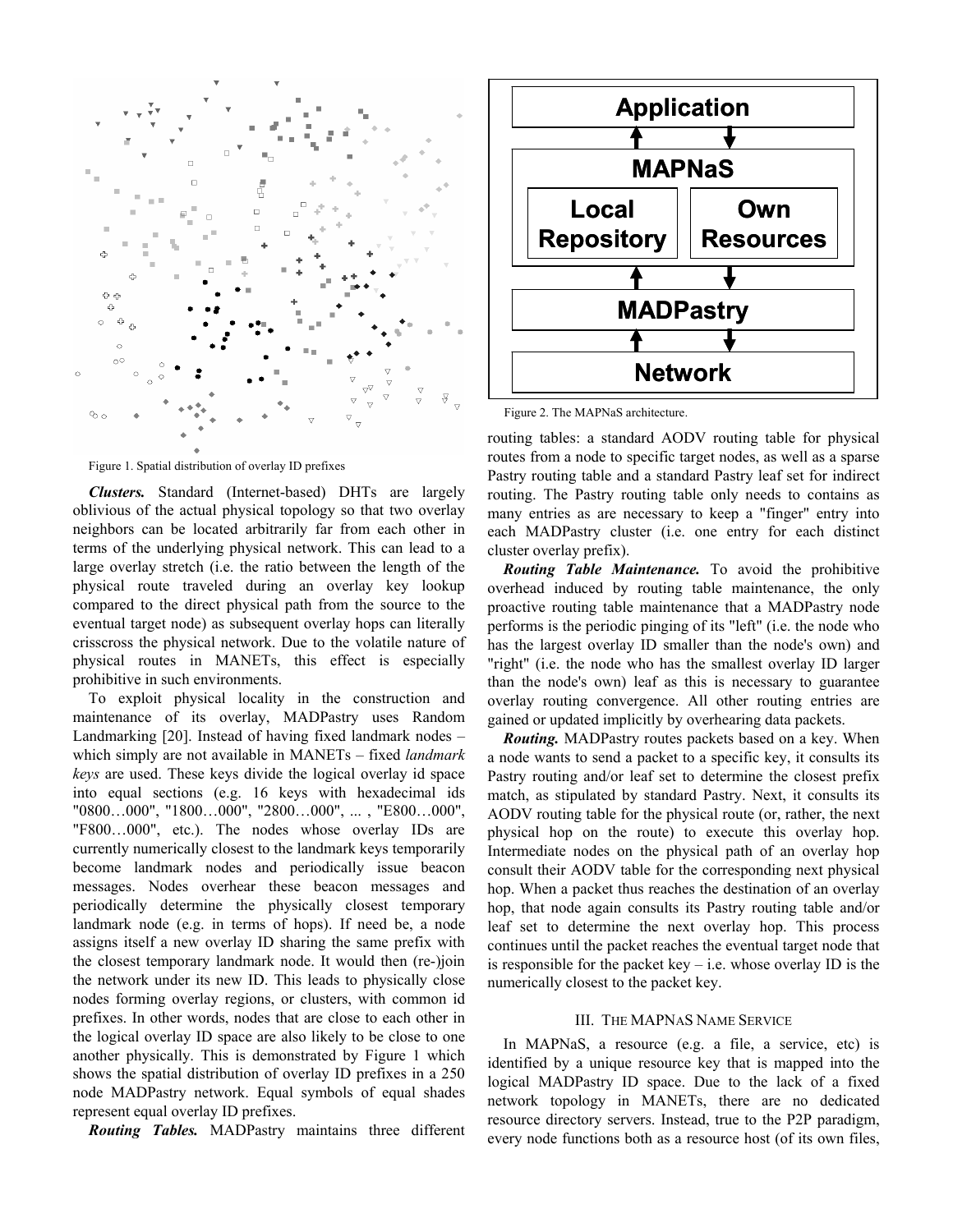Figure 1. Spatial distribution of overlay ID prefixes

***Clusters.*** Standard (Internet-based) DHTs are largely oblivious of the actual physical topology so that two overlay neighbors can be located arbitrarily far from each other in terms of the underlying physical network. This can lead to a large overlay stretch (i.e. the ratio between the length of the physical route traveled during an overlay key lookup compared to the direct physical path from the source to the eventual target node) as subsequent overlay hops can literally crisscross the physical network. Due to the volatile nature of physical routes in MANETs, this effect is especially prohibitive in such environments.

To exploit physical locality in the construction and maintenance of its overlay, MADPastry uses Random Landmarking [20]. Instead of having fixed landmark nodes – which simply are not available in MANETs – fixed *landmark keys* are used. These keys divide the logical overlay id space into equal sections (e.g. 16 keys with hexadecimal ids "0800…000", "1800…000", "2800…000", ... , "E800…000", "F800…000", etc.). The nodes whose overlay IDs are currently numerically closest to the landmark keys temporarily become landmark nodes and periodically issue beacon messages. Nodes overhear these beacon messages and periodically determine the physically closest temporary landmark node (e.g. in terms of hops). If need be, a node assigns itself a new overlay ID sharing the same prefix with the closest temporary landmark node. It would then (re-)join the network under its new ID. This leads to physically close nodes forming overlay regions, or clusters, with common id prefixes. In other words, nodes that are close to each other in the logical overlay ID space are also likely to be close to one another physically. This is demonstrated by Figure 1 which shows the spatial distribution of overlay ID prefixes in a 250 node MADPastry network. Equal symbols of equal shades represent equal overlay ID prefixes.

***Routing Tables.*** MADPastry maintains three different routing tables: a standard AODV routing table for physical routes from a node to specific target nodes, as well as a sparse Pastry routing table and a standard Pastry leaf set for indirect routing. The Pastry routing table only needs to contains as many entries as are necessary to keep a "finger" entry into each MADPastry cluster (i.e. one entry for each distinct cluster overlay prefix).

***Routing Table Maintenance.*** To avoid the prohibitive overhead induced by routing table maintenance, the only proactive routing table maintenance that a MADPastry node performs is the periodic pinging of its "left" (i.e. the node who has the largest overlay ID smaller than the node's own) and "right" (i.e. the node who has the smallest overlay ID larger than the node's own) leaf as this is necessary to guarantee overlay routing convergence. All other routing entries are gained or updated implicitly by overhearing data packets.

***Routing.*** MADPastry routes packets based on a key. When a node wants to send a packet to a specific key, it consults its Pastry routing and/or leaf set to determine the closest prefix match, as stipulated by standard Pastry. Next, it consults its AODV routing table for the physical route (or, rather, the next physical hop on the route) to execute this overlay hop. Intermediate nodes on the physical path of an overlay hop consult their AODV table for the corresponding next physical hop. When a packet thus reaches the destination of an overlay hop, that node again consults its Pastry routing table and/or leaf set to determine the next overlay hop. This process continues until the packet reaches the eventual target node that is responsible for the packet key – i.e. whose overlay ID is the numerically closest to the packet key.

Application

MAPNaS

Local Repository | Own Resources

MADPastry

Network

Figure 2. The MAPNaS architecture.

## III. The MAPNaS Name Service

In MAPNaS, a resource (e.g. a file, a service, etc) is identified by a unique resource key that is mapped into the logical MADPastry ID space. Due to the lack of a fixed network topology in MANETs, there are no dedicated resource directory servers. Instead, true to the P2P paradigm, every node functions both as a resource host (of its own files,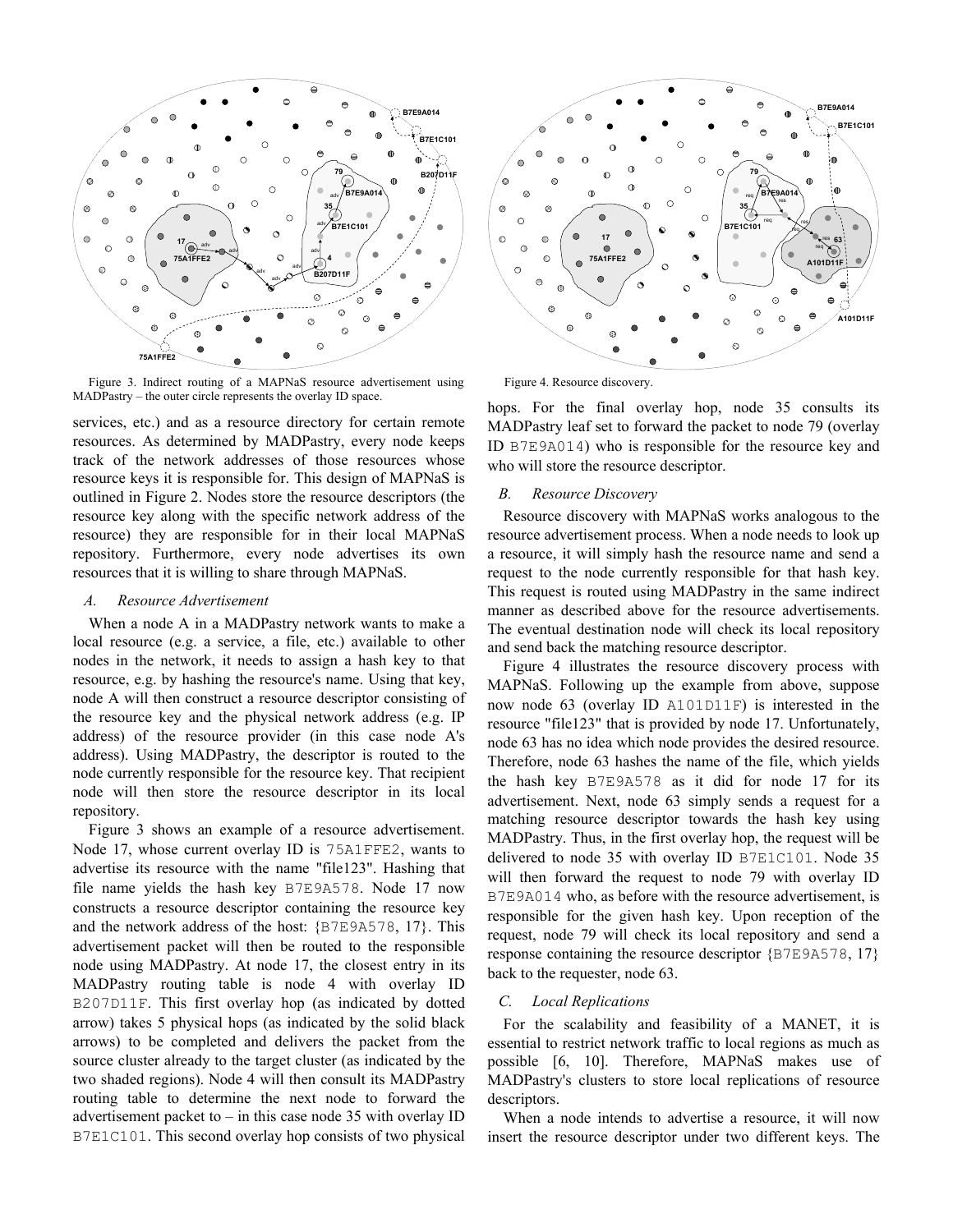Figure 3. Indirect routing of a MAPNaS resource advertisement using MADPastry – the outer circle represents the overlay ID space.

Figure 4. Resource discovery.

services, etc.) and as a resource directory for certain remote resources. As determined by MADPastry, every node keeps track of the network addresses of those resources whose resource keys it is responsible for. This design of MAPNaS is outlined in Figure 2. Nodes store the resource descriptors (the resource key along with the specific network address of the resource) they are responsible for in their local MAPNaS repository. Furthermore, every node advertises its own resources that it is willing to share through MAPNaS.

### *A. Resource Advertisement*

When a node A in a MADPastry network wants to make a local resource (e.g. a service, a file, etc.) available to other nodes in the network, it needs to assign a hash key to that resource, e.g. by hashing the resource's name. Using that key, node A will then construct a resource descriptor consisting of the resource key and the physical network address (e.g. IP address) of the resource provider (in this case node A's address). Using MADPastry, the descriptor is routed to the node currently responsible for the resource key. That recipient node will then store the resource descriptor in its local repository.

Figure 3 shows an example of a resource advertisement. Node 17, whose current overlay ID is `75A1FFE2`, wants to advertise its resource with the name "file123". Hashing that file name yields the hash key `B7E9A578`. Node 17 now constructs a resource descriptor containing the resource key and the network address of the host: {`B7E9A578`, 17}. This advertisement packet will then be routed to the responsible node using MADPastry. At node 17, the closest entry in its MADPastry routing table is node 4 with overlay ID `B207D11F`. This first overlay hop (as indicated by dotted arrow) takes 5 physical hops (as indicated by the solid black arrows) to be completed and delivers the packet from the source cluster already to the target cluster (as indicated by the two shaded regions). Node 4 will then consult its MADPastry routing table to determine the next node to forward the advertisement packet to – in this case node 35 with overlay ID `B7E1C101`. This second overlay hop consists of two physical hops. For the final overlay hop, node 35 consults its MADPastry leaf set to forward the packet to node 79 (overlay ID `B7E9A014`) who is responsible for the resource key and who will store the resource descriptor.

### *B. Resource Discovery*

Resource discovery with MAPNaS works analogous to the resource advertisement process. When a node needs to look up a resource, it will simply hash the resource name and send a request to the node currently responsible for that hash key. This request is routed using MADPastry in the same indirect manner as described above for the resource advertisements. The eventual destination node will check its local repository and send back the matching resource descriptor.

Figure 4 illustrates the resource discovery process with MAPNaS. Following up the example from above, suppose now node 63 (overlay ID `A101D11F`) is interested in the resource "file123" that is provided by node 17. Unfortunately, node 63 has no idea which node provides the desired resource. Therefore, node 63 hashes the name of the file, which yields the hash key `B7E9A578` as it did for node 17 for its advertisement. Next, node 63 simply sends a request for a matching resource descriptor towards the hash key using MADPastry. Thus, in the first overlay hop, the request will be delivered to node 35 with overlay ID `B7E1C101`. Node 35 will then forward the request to node 79 with overlay ID `B7E9A014` who, as before with the resource advertisement, is responsible for the given hash key. Upon reception of the request, node 79 will check its local repository and send a response containing the resource descriptor {`B7E9A578`, 17} back to the requester, node 63.

### *C. Local Replications*

For the scalability and feasibility of a MANET, it is essential to restrict network traffic to local regions as much as possible [6, 10]. Therefore, MAPNaS makes use of MADPastry's clusters to store local replications of resource descriptors.

When a node intends to advertise a resource, it will now insert the resource descriptor under two different keys. The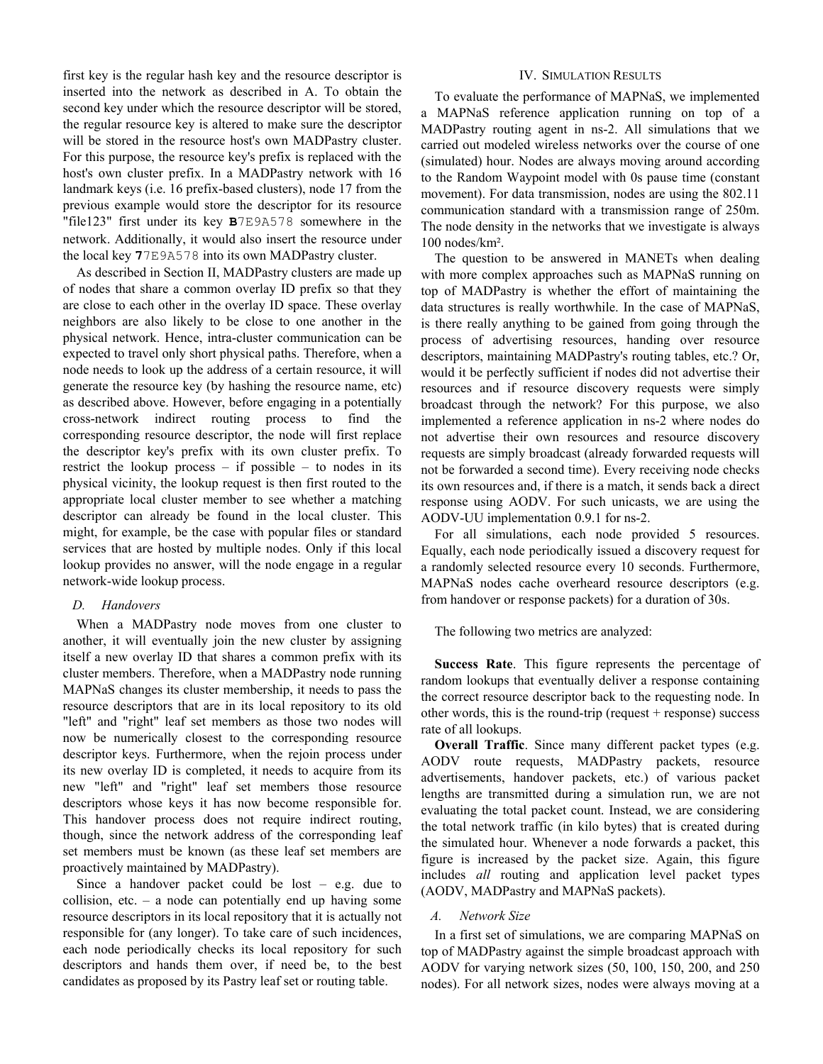first key is the regular hash key and the resource descriptor is inserted into the network as described in A. To obtain the second key under which the resource descriptor will be stored, the regular resource key is altered to make sure the descriptor will be stored in the resource host's own MADPastry cluster. For this purpose, the resource key's prefix is replaced with the host's own cluster prefix. In a MADPastry network with 16 landmark keys (i.e. 16 prefix-based clusters), node 17 from the previous example would store the descriptor for its resource "file123" first under its key **B**7E9A578 somewhere in the network. Additionally, it would also insert the resource under the local key **7**7E9A578 into its own MADPastry cluster.

As described in Section II, MADPastry clusters are made up of nodes that share a common overlay ID prefix so that they are close to each other in the overlay ID space. These overlay neighbors are also likely to be close to one another in the physical network. Hence, intra-cluster communication can be expected to travel only short physical paths. Therefore, when a node needs to look up the address of a certain resource, it will generate the resource key (by hashing the resource name, etc) as described above. However, before engaging in a potentially cross-network indirect routing process to find the corresponding resource descriptor, the node will first replace the descriptor key's prefix with its own cluster prefix. To restrict the lookup process – if possible – to nodes in its physical vicinity, the lookup request is then first routed to the appropriate local cluster member to see whether a matching descriptor can already be found in the local cluster. This might, for example, be the case with popular files or standard services that are hosted by multiple nodes. Only if this local lookup provides no answer, will the node engage in a regular network-wide lookup process.

### *D. Handovers*

When a MADPastry node moves from one cluster to another, it will eventually join the new cluster by assigning itself a new overlay ID that shares a common prefix with its cluster members. Therefore, when a MADPastry node running MAPNaS changes its cluster membership, it needs to pass the resource descriptors that are in its local repository to its old "left" and "right" leaf set members as those two nodes will now be numerically closest to the corresponding resource descriptor keys. Furthermore, when the rejoin process under its new overlay ID is completed, it needs to acquire from its new "left" and "right" leaf set members those resource descriptors whose keys it has now become responsible for. This handover process does not require indirect routing, though, since the network address of the corresponding leaf set members must be known (as these leaf set members are proactively maintained by MADPastry).

Since a handover packet could be lost – e.g. due to collision, etc. – a node can potentially end up having some resource descriptors in its local repository that it is actually not responsible for (any longer). To take care of such incidences, each node periodically checks its local repository for such descriptors and hands them over, if need be, to the best candidates as proposed by its Pastry leaf set or routing table.

## IV. Simulation Results

To evaluate the performance of MAPNaS, we implemented a MAPNaS reference application running on top of a MADPastry routing agent in ns-2. All simulations that we carried out modeled wireless networks over the course of one (simulated) hour. Nodes are always moving around according to the Random Waypoint model with 0s pause time (constant movement). For data transmission, nodes are using the 802.11 communication standard with a transmission range of 250m. The node density in the networks that we investigate is always 100 nodes/km².

The question to be answered in MANETs when dealing with more complex approaches such as MAPNaS running on top of MADPastry is whether the effort of maintaining the data structures is really worthwhile. In the case of MAPNaS, is there really anything to be gained from going through the process of advertising resources, handing over resource descriptors, maintaining MADPastry's routing tables, etc.? Or, would it be perfectly sufficient if nodes did not advertise their resources and if resource discovery requests were simply broadcast through the network? For this purpose, we also implemented a reference application in ns-2 where nodes do not advertise their own resources and resource discovery requests are simply broadcast (already forwarded requests will not be forwarded a second time). Every receiving node checks its own resources and, if there is a match, it sends back a direct response using AODV. For such unicasts, we are using the AODV-UU implementation 0.9.1 for ns-2.

For all simulations, each node provided 5 resources. Equally, each node periodically issued a discovery request for a randomly selected resource every 10 seconds. Furthermore, MAPNaS nodes cache overheard resource descriptors (e.g. from handover or response packets) for a duration of 30s.

The following two metrics are analyzed:

**Success Rate**. This figure represents the percentage of random lookups that eventually deliver a response containing the correct resource descriptor back to the requesting node. In other words, this is the round-trip (request + response) success rate of all lookups.

**Overall Traffic**. Since many different packet types (e.g. AODV route requests, MADPastry packets, resource advertisements, handover packets, etc.) of various packet lengths are transmitted during a simulation run, we are not evaluating the total packet count. Instead, we are considering the total network traffic (in kilo bytes) that is created during the simulated hour. Whenever a node forwards a packet, this figure is increased by the packet size. Again, this figure includes *all* routing and application level packet types (AODV, MADPastry and MAPNaS packets).

### *A. Network Size*

In a first set of simulations, we are comparing MAPNaS on top of MADPastry against the simple broadcast approach with AODV for varying network sizes (50, 100, 150, 200, and 250 nodes). For all network sizes, nodes were always moving at a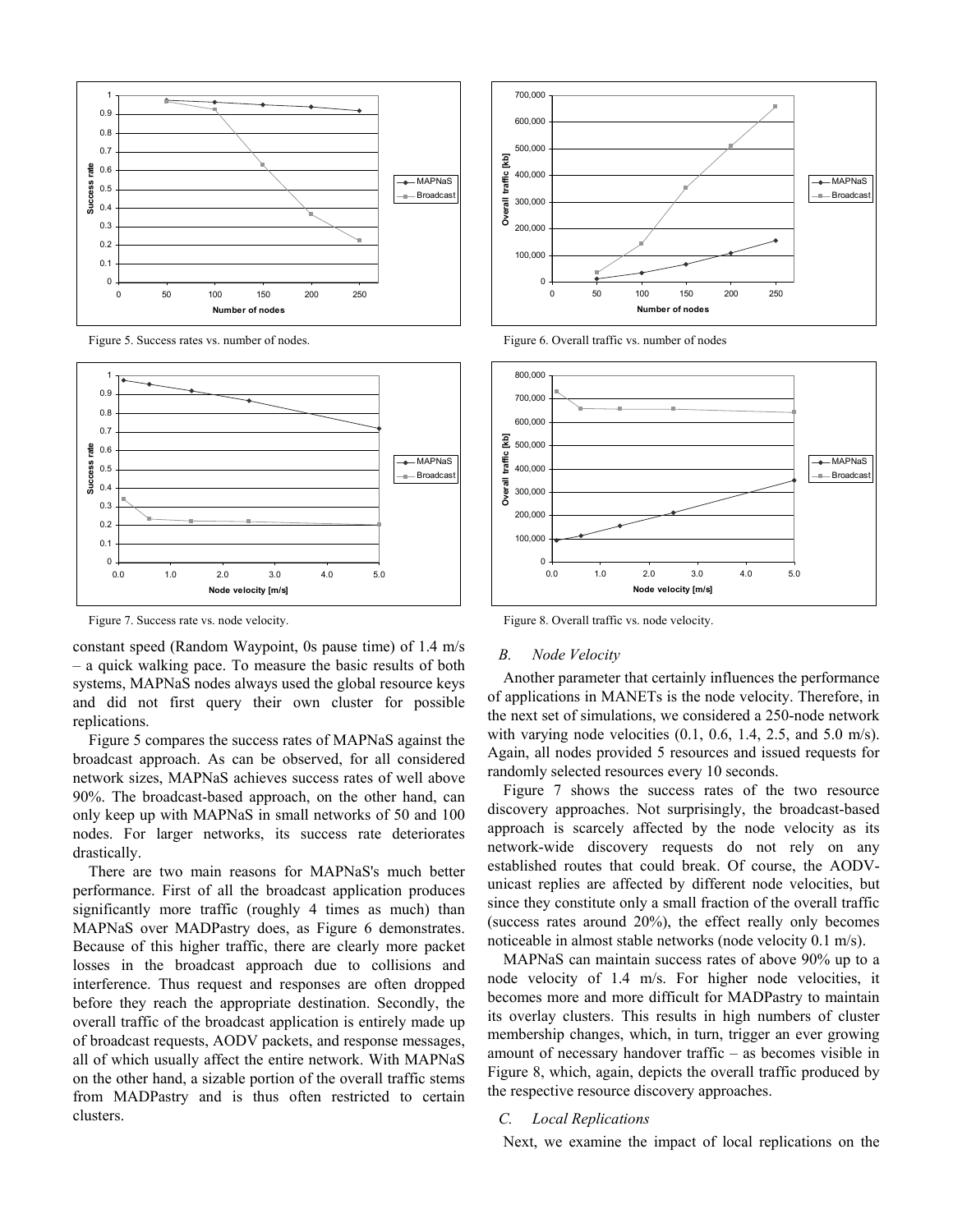Figure 5. Success rates vs. number of nodes.

Figure 6. Overall traffic vs. number of nodes

Figure 7. Success rate vs. node velocity.

Figure 8. Overall traffic vs. node velocity.

constant speed (Random Waypoint, 0s pause time) of 1.4 m/s – a quick walking pace. To measure the basic results of both systems, MAPNaS nodes always used the global resource keys and did not first query their own cluster for possible replications.

Figure 5 compares the success rates of MAPNaS against the broadcast approach. As can be observed, for all considered network sizes, MAPNaS achieves success rates of well above 90%. The broadcast-based approach, on the other hand, can only keep up with MAPNaS in small networks of 50 and 100 nodes. For larger networks, its success rate deteriorates drastically.

There are two main reasons for MAPNaS's much better performance. First of all the broadcast application produces significantly more traffic (roughly 4 times as much) than MAPNaS over MADPastry does, as Figure 6 demonstrates. Because of this higher traffic, there are clearly more packet losses in the broadcast approach due to collisions and interference. Thus request and responses are often dropped before they reach the appropriate destination. Secondly, the overall traffic of the broadcast application is entirely made up of broadcast requests, AODV packets, and response messages, all of which usually affect the entire network. With MAPNaS on the other hand, a sizable portion of the overall traffic stems from MADPastry and is thus often restricted to certain clusters.

### *B. Node Velocity*

Another parameter that certainly influences the performance of applications in MANETs is the node velocity. Therefore, in the next set of simulations, we considered a 250-node network with varying node velocities (0.1, 0.6, 1.4, 2.5, and 5.0 m/s). Again, all nodes provided 5 resources and issued requests for randomly selected resources every 10 seconds.

Figure 7 shows the success rates of the two resource discovery approaches. Not surprisingly, the broadcast-based approach is scarcely affected by the node velocity as its network-wide discovery requests do not rely on any established routes that could break. Of course, the AODV-unicast replies are affected by different node velocities, but since they constitute only a small fraction of the overall traffic (success rates around 20%), the effect really only becomes noticeable in almost stable networks (node velocity 0.1 m/s).

MAPNaS can maintain success rates of above 90% up to a node velocity of 1.4 m/s. For higher node velocities, it becomes more and more difficult for MADPastry to maintain its overlay clusters. This results in high numbers of cluster membership changes, which, in turn, trigger an ever growing amount of necessary handover traffic – as becomes visible in Figure 8, which, again, depicts the overall traffic produced by the respective resource discovery approaches.

### *C. Local Replications*

Next, we examine the impact of local replications on the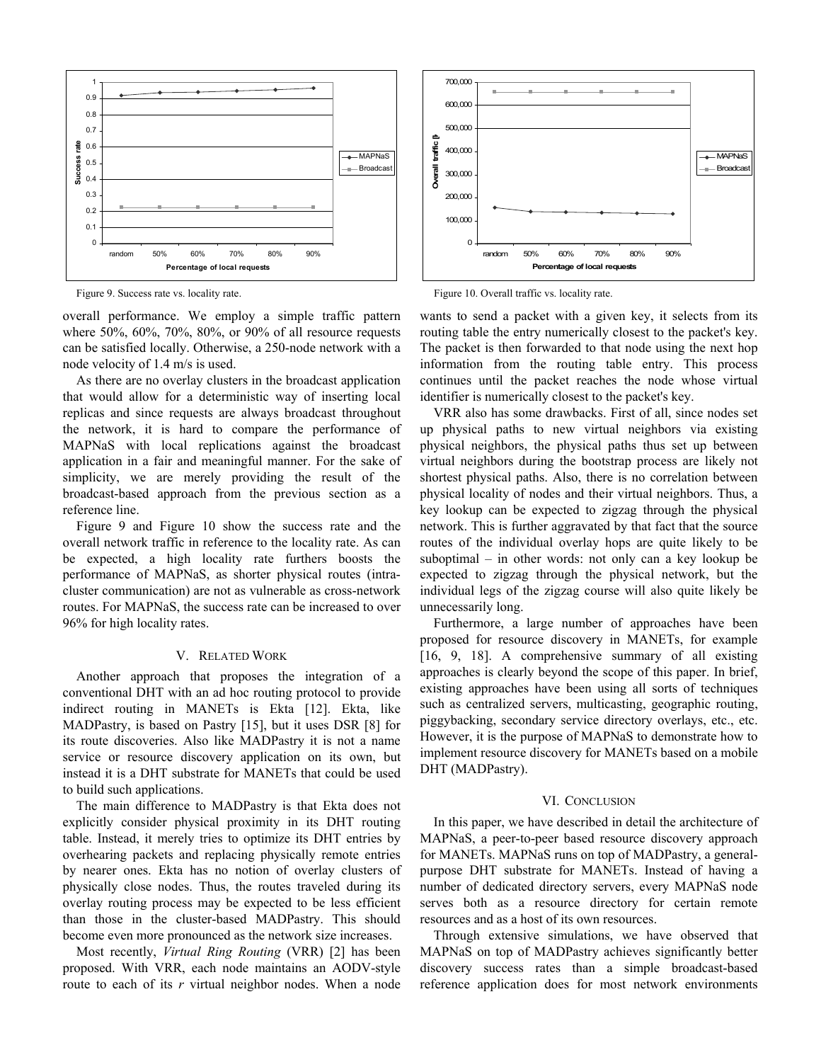Figure 9. Success rate vs. locality rate.

Figure 10. Overall traffic vs. locality rate.

overall performance. We employ a simple traffic pattern where 50%, 60%, 70%, 80%, or 90% of all resource requests can be satisfied locally. Otherwise, a 250-node network with a node velocity of 1.4 m/s is used.

As there are no overlay clusters in the broadcast application that would allow for a deterministic way of inserting local replicas and since requests are always broadcast throughout the network, it is hard to compare the performance of MAPNaS with local replications against the broadcast application in a fair and meaningful manner. For the sake of simplicity, we are merely providing the result of the broadcast-based approach from the previous section as a reference line.

Figure 9 and Figure 10 show the success rate and the overall network traffic in reference to the locality rate. As can be expected, a high locality rate furthers boosts the performance of MAPNaS, as shorter physical routes (intra-cluster communication) are not as vulnerable as cross-network routes. For MAPNaS, the success rate can be increased to over 96% for high locality rates.

## V. Related Work

Another approach that proposes the integration of a conventional DHT with an ad hoc routing protocol to provide indirect routing in MANETs is Ekta [12]. Ekta, like MADPastry, is based on Pastry [15], but it uses DSR [8] for its route discoveries. Also like MADPastry it is not a name service or resource discovery application on its own, but instead it is a DHT substrate for MANETs that could be used to build such applications.

The main difference to MADPastry is that Ekta does not explicitly consider physical proximity in its DHT routing table. Instead, it merely tries to optimize its DHT entries by overhearing packets and replacing physically remote entries by nearer ones. Ekta has no notion of overlay clusters of physically close nodes. Thus, the routes traveled during its overlay routing process may be expected to be less efficient than those in the cluster-based MADPastry. This should become even more pronounced as the network size increases.

Most recently, *Virtual Ring Routing* (VRR) [2] has been proposed. With VRR, each node maintains an AODV-style route to each of its *r* virtual neighbor nodes. When a node wants to send a packet with a given key, it selects from its routing table the entry numerically closest to the packet's key. The packet is then forwarded to that node using the next hop information from the routing table entry. This process continues until the packet reaches the node whose virtual identifier is numerically closest to the packet's key.

VRR also has some drawbacks. First of all, since nodes set up physical paths to new virtual neighbors via existing physical neighbors, the physical paths thus set up between virtual neighbors during the bootstrap process are likely not shortest physical paths. Also, there is no correlation between physical locality of nodes and their virtual neighbors. Thus, a key lookup can be expected to zigzag through the physical network. This is further aggravated by that fact that the source routes of the individual overlay hops are quite likely to be suboptimal – in other words: not only can a key lookup be expected to zigzag through the physical network, but the individual legs of the zigzag course will also quite likely be unnecessarily long.

Furthermore, a large number of approaches have been proposed for resource discovery in MANETs, for example [16, 9, 18]. A comprehensive summary of all existing approaches is clearly beyond the scope of this paper. In brief, existing approaches have been using all sorts of techniques such as centralized servers, multicasting, geographic routing, piggybacking, secondary service directory overlays, etc., etc. However, it is the purpose of MAPNaS to demonstrate how to implement resource discovery for MANETs based on a mobile DHT (MADPastry).

## VI. Conclusion

In this paper, we have described in detail the architecture of MAPNaS, a peer-to-peer based resource discovery approach for MANETs. MAPNaS runs on top of MADPastry, a general-purpose DHT substrate for MANETs. Instead of having a number of dedicated directory servers, every MAPNaS node serves both as a resource directory for certain remote resources and as a host of its own resources.

Through extensive simulations, we have observed that MAPNaS on top of MADPastry achieves significantly better discovery success rates than a simple broadcast-based reference application does for most network environments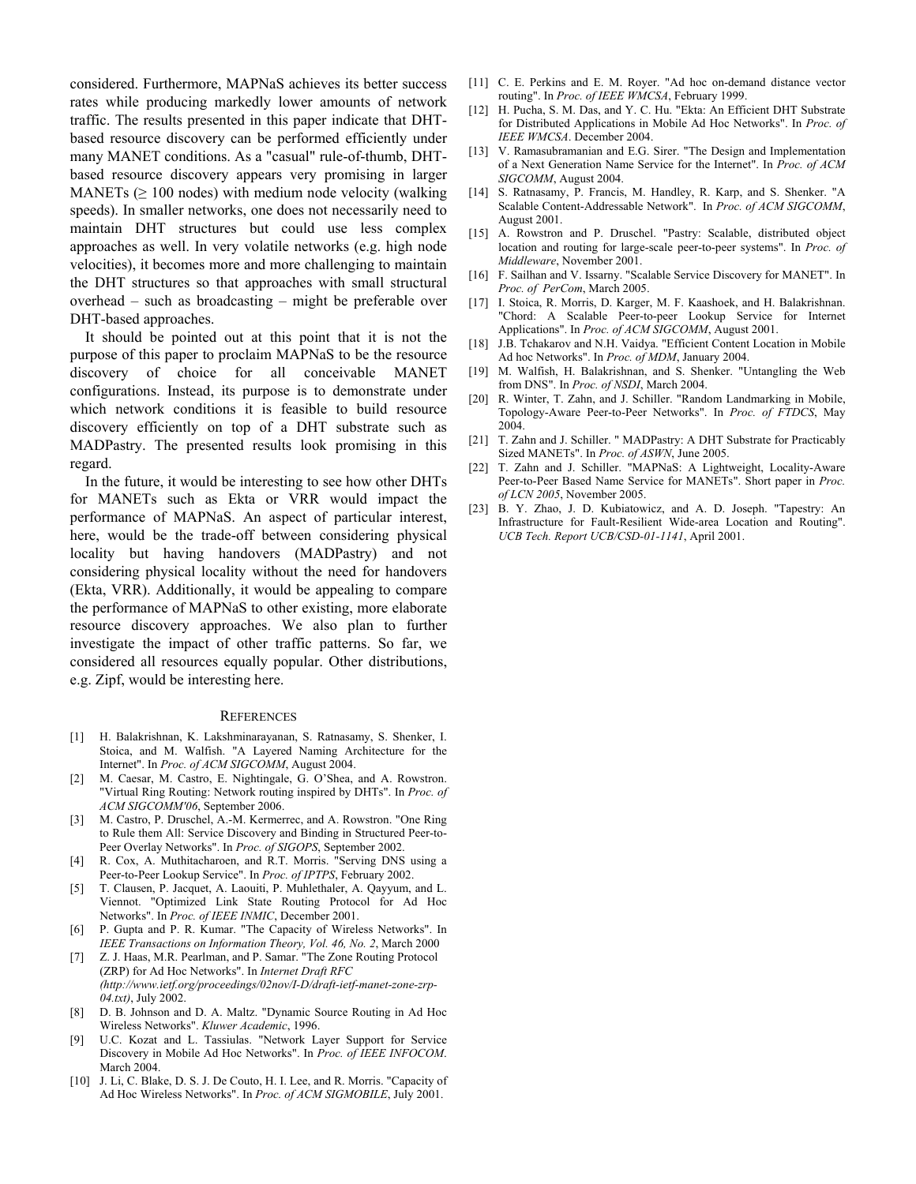considered. Furthermore, MAPNaS achieves its better success rates while producing markedly lower amounts of network traffic. The results presented in this paper indicate that DHT-based resource discovery can be performed efficiently under many MANET conditions. As a "casual" rule-of-thumb, DHT-based resource discovery appears very promising in larger MANETs ($\geq$ 100 nodes) with medium node velocity (walking speeds). In smaller networks, one does not necessarily need to maintain DHT structures but could use less complex approaches as well. In very volatile networks (e.g. high node velocities), it becomes more and more challenging to maintain the DHT structures so that approaches with small structural overhead – such as broadcasting – might be preferable over DHT-based approaches.

It should be pointed out at this point that it is not the purpose of this paper to proclaim MAPNaS to be the resource discovery of choice for all conceivable MANET configurations. Instead, its purpose is to demonstrate under which network conditions it is feasible to build resource discovery efficiently on top of a DHT substrate such as MADPastry. The presented results look promising in this regard.

In the future, it would be interesting to see how other DHTs for MANETs such as Ekta or VRR would impact the performance of MAPNaS. An aspect of particular interest, here, would be the trade-off between considering physical locality but having handovers (MADPastry) and not considering physical locality without the need for handovers (Ekta, VRR). Additionally, it would be appealing to compare the performance of MAPNaS to other existing, more elaborate resource discovery approaches. We also plan to further investigate the impact of other traffic patterns. So far, we considered all resources equally popular. Other distributions, e.g. Zipf, would be interesting here.

## References

[1] H. Balakrishnan, K. Lakshminarayanan, S. Ratnasamy, S. Shenker, I. Stoica, and M. Walfish. "A Layered Naming Architecture for the Internet". In *Proc. of ACM SIGCOMM*, August 2004.

[2] M. Caesar, M. Castro, E. Nightingale, G. O'Shea, and A. Rowstron. "Virtual Ring Routing: Network routing inspired by DHTs". In *Proc. of ACM SIGCOMM'06*, September 2006.

[3] M. Castro, P. Druschel, A.-M. Kermerrec, and A. Rowstron. "One Ring to Rule them All: Service Discovery and Binding in Structured Peer-to-Peer Overlay Networks". In *Proc. of SIGOPS*, September 2002.

[4] R. Cox, A. Muthitacharoen, and R.T. Morris. "Serving DNS using a Peer-to-Peer Lookup Service". In *Proc. of IPTPS*, February 2002.

[5] T. Clausen, P. Jacquet, A. Laouiti, P. Muhlethaler, A. Qayyum, and L. Viennot. "Optimized Link State Routing Protocol for Ad Hoc Networks". In *Proc. of IEEE INMIC*, December 2001.

[6] P. Gupta and P. R. Kumar. "The Capacity of Wireless Networks". In *IEEE Transactions on Information Theory, Vol. 46, No. 2*, March 2000

[7] Z. J. Haas, M.R. Pearlman, and P. Samar. "The Zone Routing Protocol (ZRP) for Ad Hoc Networks". In *Internet Draft RFC (http://www.ietf.org/proceedings/02nov/I-D/draft-ietf-manet-zone-zrp-04.txt)*, July 2002.

[8] D. B. Johnson and D. A. Maltz. "Dynamic Source Routing in Ad Hoc Wireless Networks". *Kluwer Academic*, 1996.

[9] U.C. Kozat and L. Tassiulas. "Network Layer Support for Service Discovery in Mobile Ad Hoc Networks". In *Proc. of IEEE INFOCOM*. March 2004.

[10] J. Li, C. Blake, D. S. J. De Couto, H. I. Lee, and R. Morris. "Capacity of Ad Hoc Wireless Networks". In *Proc. of ACM SIGMOBILE*, July 2001.

[11] C. E. Perkins and E. M. Royer. "Ad hoc on-demand distance vector routing". In *Proc. of IEEE WMCSA*, February 1999.

[12] H. Pucha, S. M. Das, and Y. C. Hu. "Ekta: An Efficient DHT Substrate for Distributed Applications in Mobile Ad Hoc Networks". In *Proc. of IEEE WMCSA*. December 2004.

[13] V. Ramasubramanian and E.G. Sirer. "The Design and Implementation of a Next Generation Name Service for the Internet". In *Proc. of ACM SIGCOMM*, August 2004.

[14] S. Ratnasamy, P. Francis, M. Handley, R. Karp, and S. Shenker. "A Scalable Content-Addressable Network". In *Proc. of ACM SIGCOMM*, August 2001.

[15] A. Rowstron and P. Druschel. "Pastry: Scalable, distributed object location and routing for large-scale peer-to-peer systems". In *Proc. of Middleware*, November 2001.

[16] F. Sailhan and V. Issarny. "Scalable Service Discovery for MANET". In *Proc. of PerCom*, March 2005.

[17] I. Stoica, R. Morris, D. Karger, M. F. Kaashoek, and H. Balakrishnan. "Chord: A Scalable Peer-to-peer Lookup Service for Internet Applications". In *Proc. of ACM SIGCOMM*, August 2001.

[18] J.B. Tchakarov and N.H. Vaidya. "Efficient Content Location in Mobile Ad hoc Networks". In *Proc. of MDM*, January 2004.

[19] M. Walfish, H. Balakrishnan, and S. Shenker. "Untangling the Web from DNS". In *Proc. of NSDI*, March 2004.

[20] R. Winter, T. Zahn, and J. Schiller. "Random Landmarking in Mobile, Topology-Aware Peer-to-Peer Networks". In *Proc. of FTDCS*, May 2004.

[21] T. Zahn and J. Schiller. " MADPastry: A DHT Substrate for Practicably Sized MANETs". In *Proc. of ASWN*, June 2005.

[22] T. Zahn and J. Schiller. "MAPNaS: A Lightweight, Locality-Aware Peer-to-Peer Based Name Service for MANETs". Short paper in *Proc. of LCN 2005*, November 2005.

[23] B. Y. Zhao, J. D. Kubiatowicz, and A. D. Joseph. "Tapestry: An Infrastructure for Fault-Resilient Wide-area Location and Routing". *UCB Tech. Report UCB/CSD-01-1141*, April 2001.